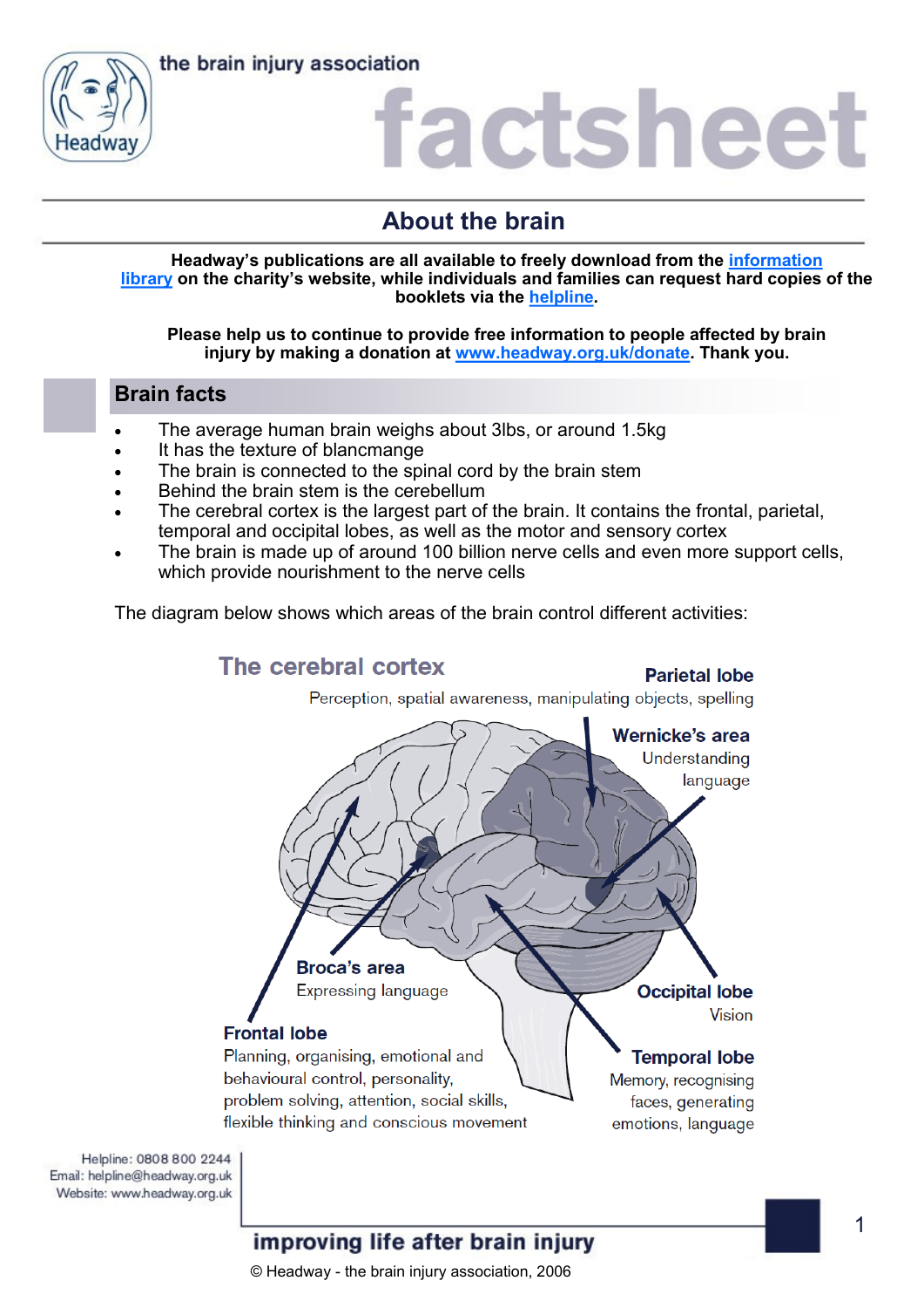the brain injury association

# factsheet

## About the brain

**Headway's publications are all available to freely download from the information library on the charity's website, while individuals and families can request hard copies of the booklets via the helpline.**

**Please help us to continue to provide free information to people affected by brain injury by making a donation at www.headway.org.uk/donate. Thank you.**

## Brain facts

- The average human brain weighs about 3lbs, or around 1.5kg
- It has the texture of blancmange
- The brain is connected to the spinal cord by the brain stem
- Behind the brain stem is the cerebellum
- The cerebral cortex is the largest part of the brain. It contains the frontal, parietal, temporal and occipital lobes, as well as the motor and sensory cortex
- The brain is made up of around 100 billion nerve cells and even more support cells, which provide nourishment to the nerve cells

The diagram below shows which areas of the brain control different activities:

**The cerebral cortex**

**Parietal lobe**
Perception, spatial awareness, manipulating objects, spelling

**Wernicke's area**
Understanding language

**Broca's area**
Expressing language

**Occipital lobe**
Vision

**Frontal lobe**
Planning, organising, emotional and behavioural control, personality, problem solving, attention, social skills, flexible thinking and conscious movement

**Temporal lobe**
Memory, recognising faces, generating emotions, language

Helpline: 0808 800 2244
Email: helpline@headway.org.uk
Website: www.headway.org.uk

**improving life after brain injury**

© Headway - the brain injury association, 2006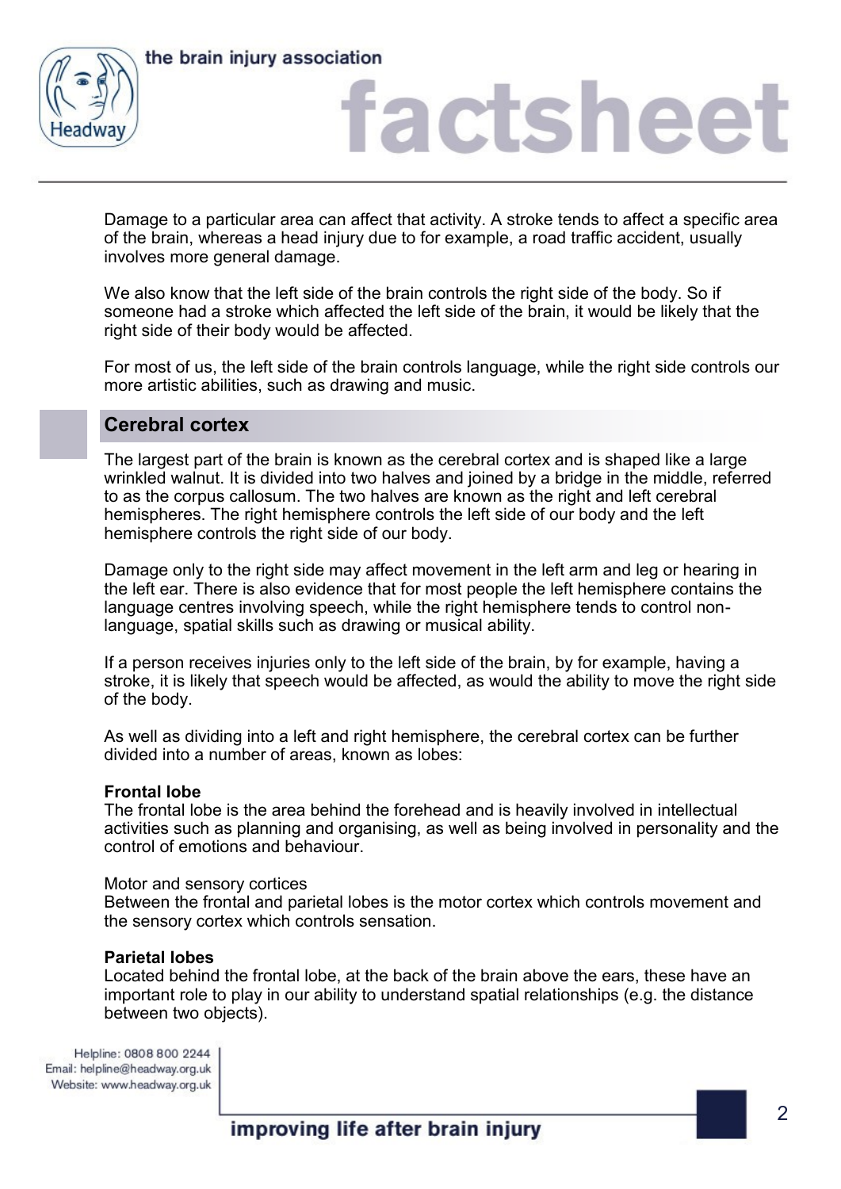Damage to a particular area can affect that activity. A stroke tends to affect a specific area of the brain, whereas a head injury due to for example, a road traffic accident, usually involves more general damage.

We also know that the left side of the brain controls the right side of the body. So if someone had a stroke which affected the left side of the brain, it would be likely that the right side of their body would be affected.

For most of us, the left side of the brain controls language, while the right side controls our more artistic abilities, such as drawing and music.

## Cerebral cortex

The largest part of the brain is known as the cerebral cortex and is shaped like a large wrinkled walnut. It is divided into two halves and joined by a bridge in the middle, referred to as the corpus callosum. The two halves are known as the right and left cerebral hemispheres. The right hemisphere controls the left side of our body and the left hemisphere controls the right side of our body.

Damage only to the right side may affect movement in the left arm and leg or hearing in the left ear. There is also evidence that for most people the left hemisphere contains the language centres involving speech, while the right hemisphere tends to control non-language, spatial skills such as drawing or musical ability.

If a person receives injuries only to the left side of the brain, by for example, having a stroke, it is likely that speech would be affected, as would the ability to move the right side of the body.

As well as dividing into a left and right hemisphere, the cerebral cortex can be further divided into a number of areas, known as lobes:

**Frontal lobe**
The frontal lobe is the area behind the forehead and is heavily involved in intellectual activities such as planning and organising, as well as being involved in personality and the control of emotions and behaviour.

Motor and sensory cortices
Between the frontal and parietal lobes is the motor cortex which controls movement and the sensory cortex which controls sensation.

**Parietal lobes**
Located behind the frontal lobe, at the back of the brain above the ears, these have an important role to play in our ability to understand spatial relationships (e.g. the distance between two objects).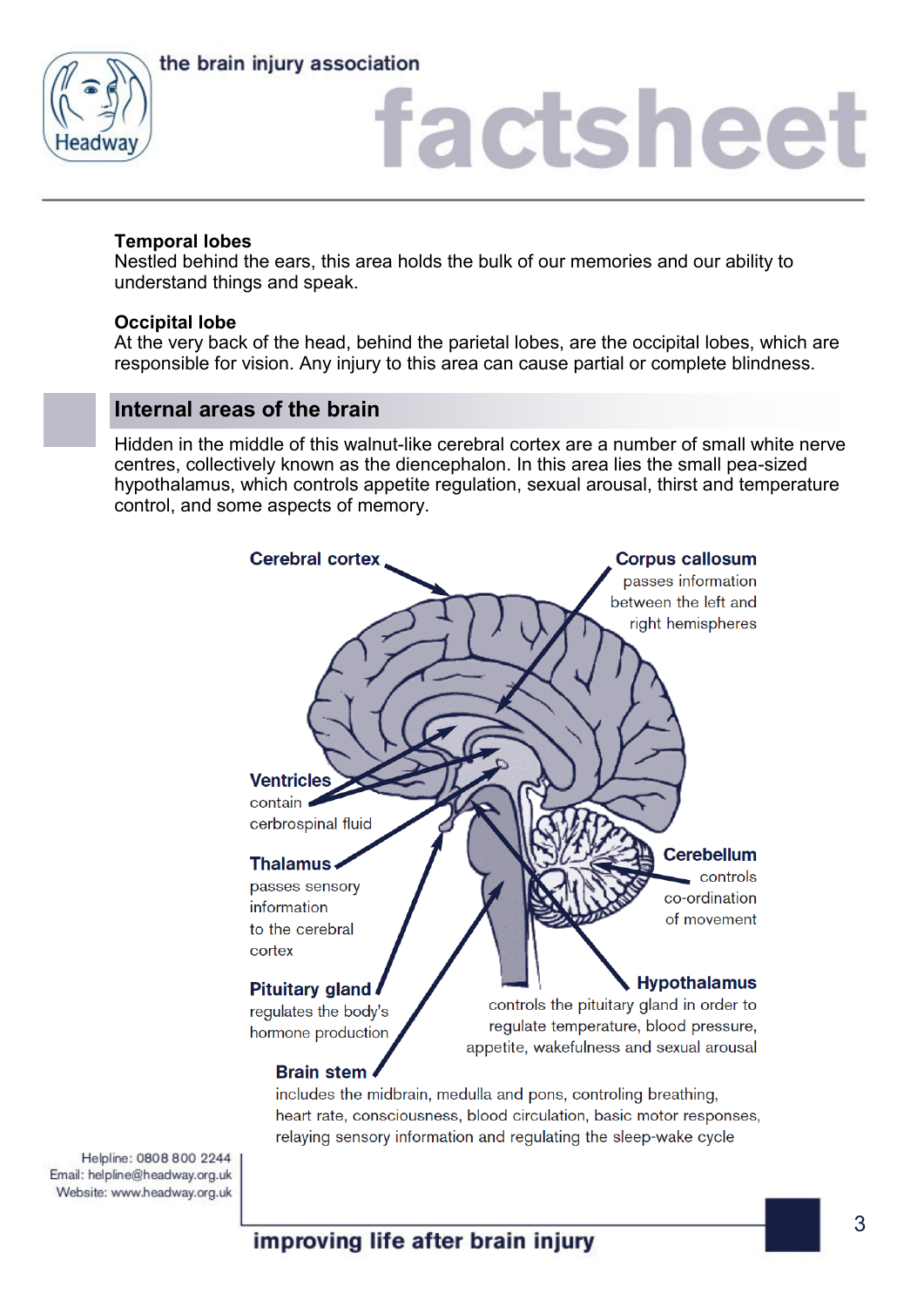**Temporal lobes**
Nestled behind the ears, this area holds the bulk of our memories and our ability to understand things and speak.

**Occipital lobe**
At the very back of the head, behind the parietal lobes, are the occipital lobes, which are responsible for vision. Any injury to this area can cause partial or complete blindness.

## Internal areas of the brain

Hidden in the middle of this walnut-like cerebral cortex are a number of small white nerve centres, collectively known as the diencephalon. In this area lies the small pea-sized hypothalamus, which controls appetite regulation, sexual arousal, thirst and temperature control, and some aspects of memory.

**Cerebral cortex**

**Corpus callosum** passes information between the left and right hemispheres

**Ventricles** contain cerbrospinal fluid

**Thalamus** passes sensory information to the cerebral cortex

**Cerebellum** controls co-ordination of movement

**Pituitary gland** regulates the body's hormone production

**Hypothalamus** controls the pituitary gland in order to regulate temperature, blood pressure, appetite, wakefulness and sexual arousal

**Brain stem** includes the midbrain, medulla and pons, controling breathing, heart rate, consciousness, blood circulation, basic motor responses, relaying sensory information and regulating the sleep-wake cycle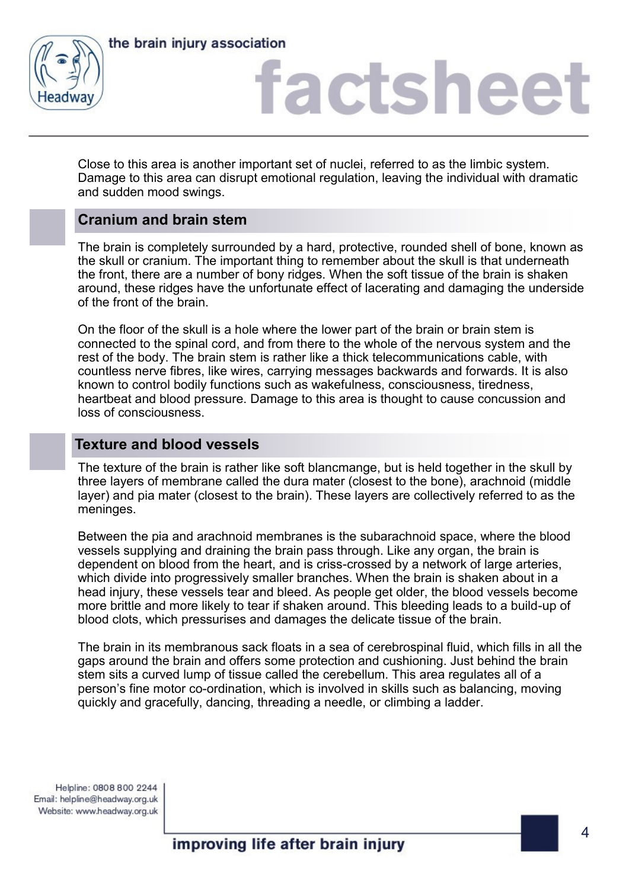Close to this area is another important set of nuclei, referred to as the limbic system. Damage to this area can disrupt emotional regulation, leaving the individual with dramatic and sudden mood swings.

## Cranium and brain stem

The brain is completely surrounded by a hard, protective, rounded shell of bone, known as the skull or cranium. The important thing to remember about the skull is that underneath the front, there are a number of bony ridges. When the soft tissue of the brain is shaken around, these ridges have the unfortunate effect of lacerating and damaging the underside of the front of the brain.

On the floor of the skull is a hole where the lower part of the brain or brain stem is connected to the spinal cord, and from there to the whole of the nervous system and the rest of the body. The brain stem is rather like a thick telecommunications cable, with countless nerve fibres, like wires, carrying messages backwards and forwards. It is also known to control bodily functions such as wakefulness, consciousness, tiredness, heartbeat and blood pressure. Damage to this area is thought to cause concussion and loss of consciousness.

## Texture and blood vessels

The texture of the brain is rather like soft blancmange, but is held together in the skull by three layers of membrane called the dura mater (closest to the bone), arachnoid (middle layer) and pia mater (closest to the brain). These layers are collectively referred to as the meninges.

Between the pia and arachnoid membranes is the subarachnoid space, where the blood vessels supplying and draining the brain pass through. Like any organ, the brain is dependent on blood from the heart, and is criss-crossed by a network of large arteries, which divide into progressively smaller branches. When the brain is shaken about in a head injury, these vessels tear and bleed. As people get older, the blood vessels become more brittle and more likely to tear if shaken around. This bleeding leads to a build-up of blood clots, which pressurises and damages the delicate tissue of the brain.

The brain in its membranous sack floats in a sea of cerebrospinal fluid, which fills in all the gaps around the brain and offers some protection and cushioning. Just behind the brain stem sits a curved lump of tissue called the cerebellum. This area regulates all of a person's fine motor co-ordination, which is involved in skills such as balancing, moving quickly and gracefully, dancing, threading a needle, or climbing a ladder.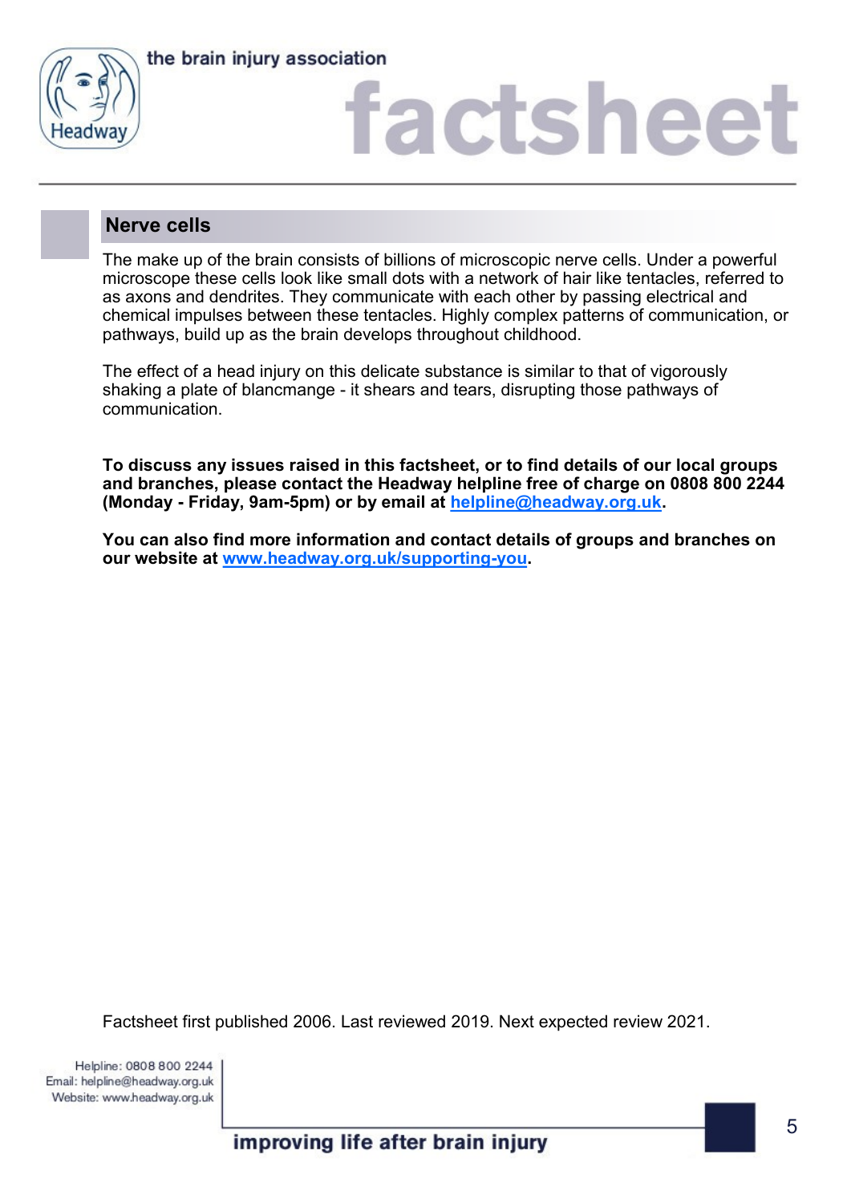## Nerve cells

The make up of the brain consists of billions of microscopic nerve cells. Under a powerful microscope these cells look like small dots with a network of hair like tentacles, referred to as axons and dendrites. They communicate with each other by passing electrical and chemical impulses between these tentacles. Highly complex patterns of communication, or pathways, build up as the brain develops throughout childhood.

The effect of a head injury on this delicate substance is similar to that of vigorously shaking a plate of blancmange - it shears and tears, disrupting those pathways of communication.

**To discuss any issues raised in this factsheet, or to find details of our local groups and branches, please contact the Headway helpline free of charge on 0808 800 2244 (Monday - Friday, 9am-5pm) or by email at helpline@headway.org.uk.**

**You can also find more information and contact details of groups and branches on our website at www.headway.org.uk/supporting-you.**

Factsheet first published 2006. Last reviewed 2019. Next expected review 2021.